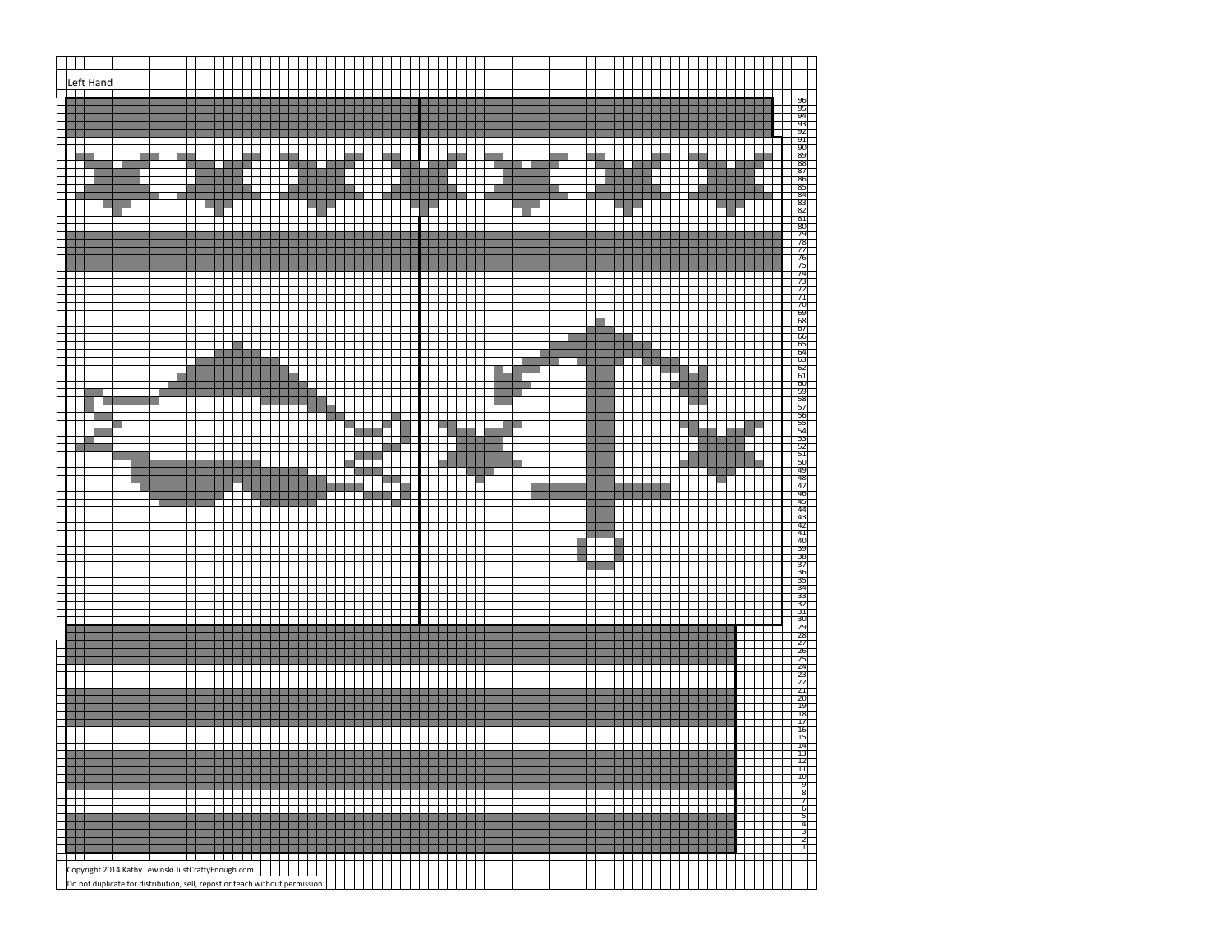Left Hand

96
95
94
93
92
91
90
89
88
87
86
85
84
83
82
81
80
79
78
77
76
75
74
73
72
71
70
69
68
67
66
65
64
63
62
61
60
59
58
57
56
55
54
53
52
51
50
49
48
47
46
45
44
43
42
41
40
39
38
37
36
35
34
33
32
31
30
29
28
27
26
25
24
23
22
21
20
19
18
17
16
15
14
13
12
11
10
9
8
7
6
5
4
3
2
1

Copyright 2014 Kathy Lewinski JustCraftyEnough.com

Do not duplicate for distribution, sell, repost or teach without permission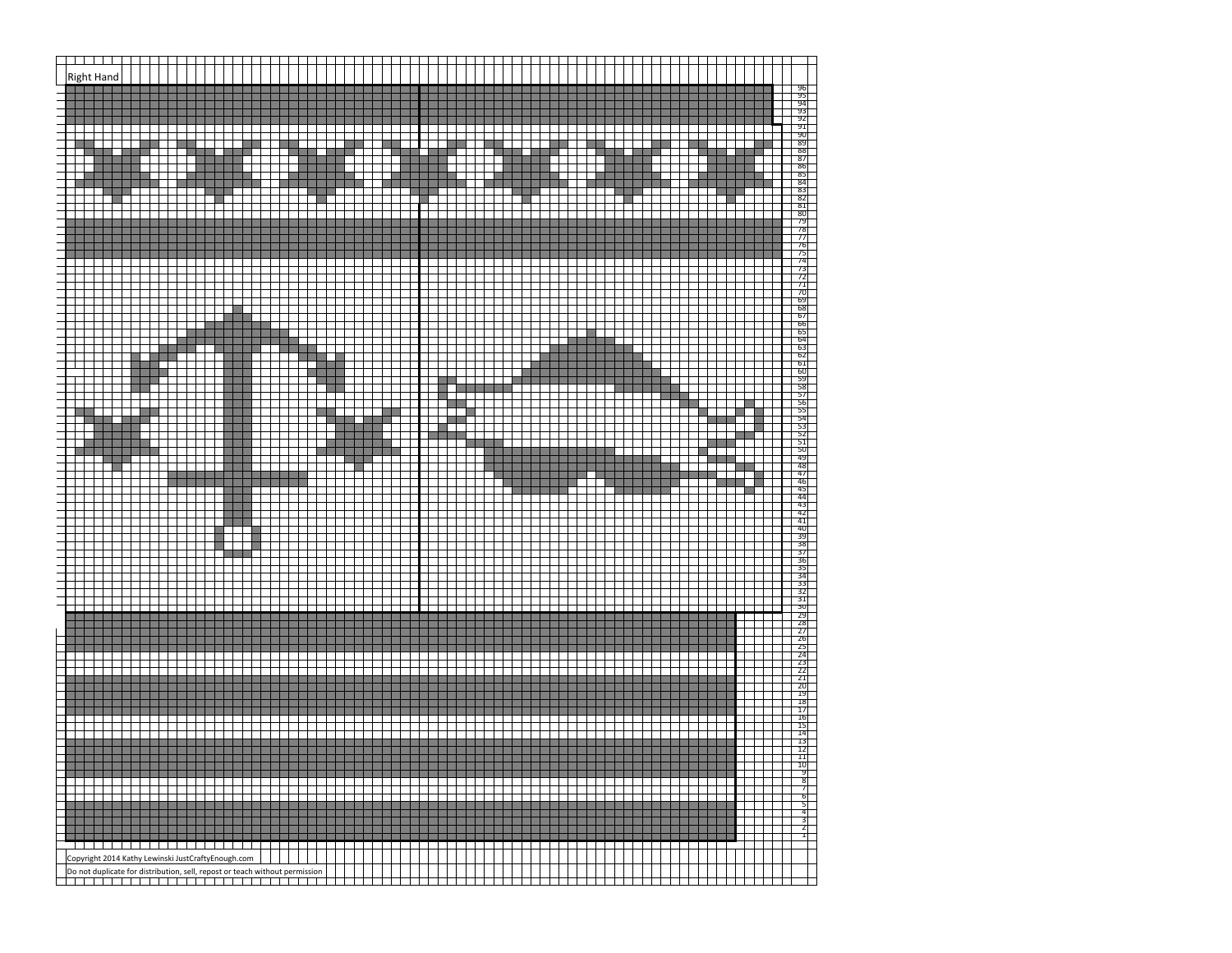Right Hand

96
95
94
93
92
91
90
89
88
87
86
85
84
83
82
81
80
79
78
77
76
75
74
73
72
71
70
69
68
67
66
65
64
63
62
61
60
59
58
57
56
55
54
53
52
51
50
49
48
47
46
45
44
43
42
41
40
39
38
37
36
35
34
33
32
31
30
29
28
27
26
25
24
23
22
21
20
19
18
17
16
15
14
13
12
11
10
9
8
7
6
5
4
3
2
1

Copyright 2014 Kathy Lewinski JustCraftyEnough.com

Do not duplicate for distribution, sell, repost or teach without permission